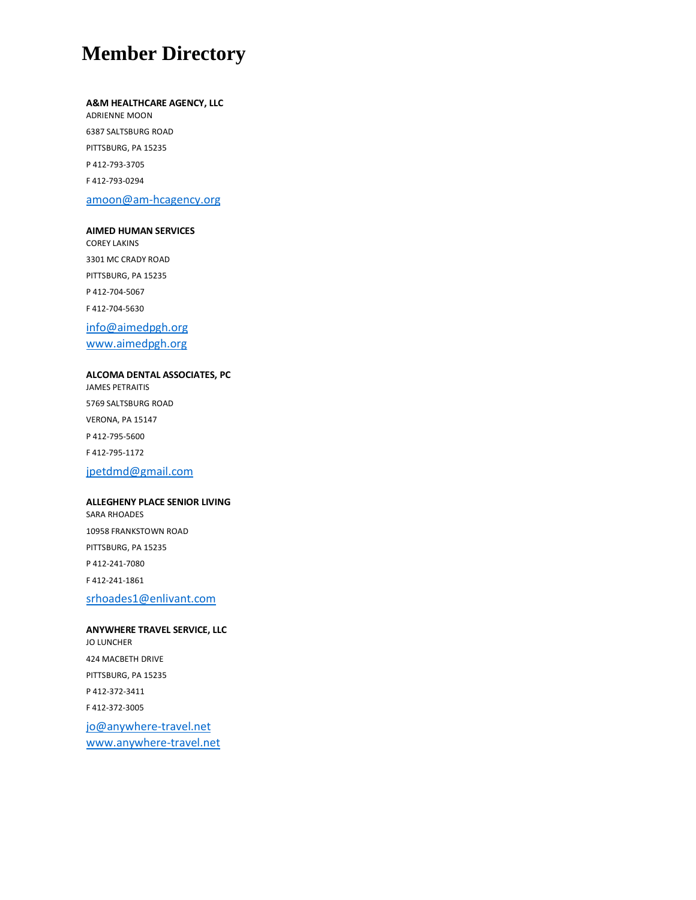# Member Directory

**A&M HEALTHCARE AGENCY, LLC**
ADRIENNE MOON
6387 SALTSBURG ROAD
PITTSBURG, PA 15235
P 412-793-3705
F 412-793-0294
amoon@am-hcagency.org

**AIMED HUMAN SERVICES**
COREY LAKINS
3301 MC CRADY ROAD
PITTSBURG, PA 15235
P 412-704-5067
F 412-704-5630
info@aimedpgh.org
www.aimedpgh.org

**ALCOMA DENTAL ASSOCIATES, PC**
JAMES PETRAITIS
5769 SALTSBURG ROAD
VERONA, PA 15147
P 412-795-5600
F 412-795-1172
jpetdmd@gmail.com

**ALLEGHENY PLACE SENIOR LIVING**
SARA RHOADES
10958 FRANKSTOWN ROAD
PITTSBURG, PA 15235
P 412-241-7080
F 412-241-1861
srhoades1@enlivant.com

**ANYWHERE TRAVEL SERVICE, LLC**
JO LUNCHER
424 MACBETH DRIVE
PITTSBURG, PA 15235
P 412-372-3411
F 412-372-3005
jo@anywhere-travel.net
www.anywhere-travel.net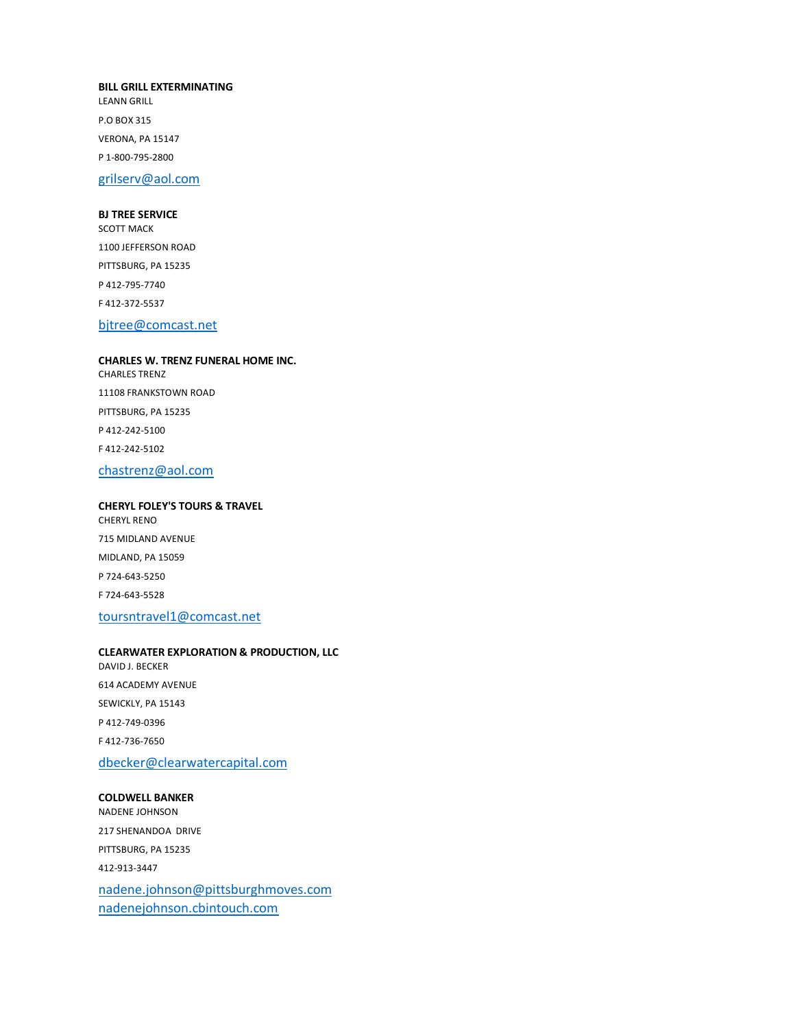**BILL GRILL EXTERMINATING**

LEANN GRILL

P.O BOX 315

VERONA, PA 15147

P 1-800-795-2800

grilserv@aol.com

**BJ TREE SERVICE**

SCOTT MACK

1100 JEFFERSON ROAD

PITTSBURG, PA 15235

P 412-795-7740

F 412-372-5537

bjtree@comcast.net

**CHARLES W. TRENZ FUNERAL HOME INC.**

CHARLES TRENZ

11108 FRANKSTOWN ROAD

PITTSBURG, PA 15235

P 412-242-5100

F 412-242-5102

chastrenz@aol.com

**CHERYL FOLEY'S TOURS & TRAVEL**

CHERYL RENO

715 MIDLAND AVENUE

MIDLAND, PA 15059

P 724-643-5250

F 724-643-5528

toursntravel1@comcast.net

**CLEARWATER EXPLORATION & PRODUCTION, LLC**

DAVID J. BECKER

614 ACADEMY AVENUE

SEWICKLY, PA 15143

P 412-749-0396

F 412-736-7650

dbecker@clearwatercapital.com

**COLDWELL BANKER**

NADENE JOHNSON

217 SHENANDOA DRIVE

PITTSBURG, PA 15235

412-913-3447

nadene.johnson@pittsburghmoves.com

nadenejohnson.cbintouch.com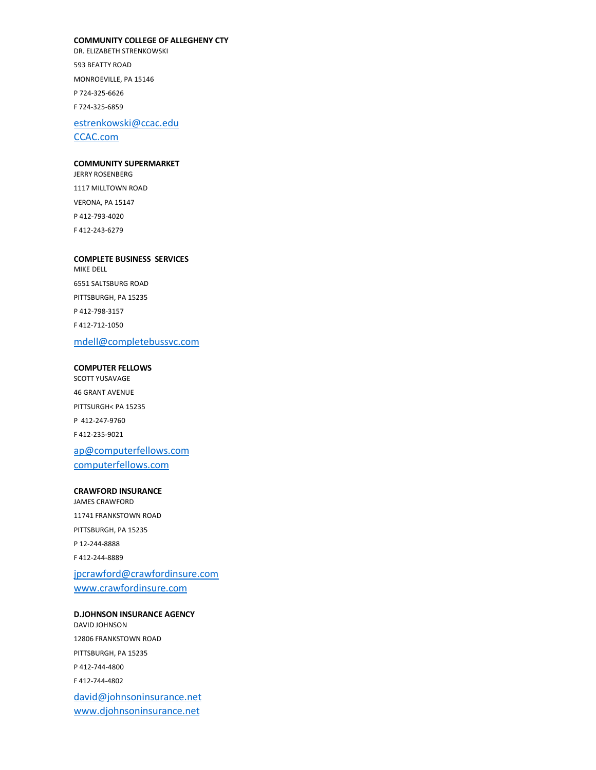**COMMUNITY COLLEGE OF ALLEGHENY CTY**
DR. ELIZABETH STRENKOWSKI

593 BEATTY ROAD

MONROEVILLE, PA 15146

P 724-325-6626

F 724-325-6859

estrenkowski@ccac.edu
CCAC.com

**COMMUNITY SUPERMARKET**
JERRY ROSENBERG

1117 MILLTOWN ROAD

VERONA, PA 15147

P 412-793-4020

F 412-243-6279

**COMPLETE BUSINESS SERVICES**
MIKE DELL

6551 SALTSBURG ROAD

PITTSBURGH, PA 15235

P 412-798-3157

F 412-712-1050

mdell@completebussvc.com

**COMPUTER FELLOWS**
SCOTT YUSAVAGE

46 GRANT AVENUE

PITTSURGH< PA 15235

P 412-247-9760

F 412-235-9021

ap@computerfellows.com
computerfellows.com

**CRAWFORD INSURANCE**
JAMES CRAWFORD

11741 FRANKSTOWN ROAD

PITTSBURGH, PA 15235

P 12-244-8888

F 412-244-8889

jpcrawford@crawfordinsure.com
www.crawfordinsure.com

**D.JOHNSON INSURANCE AGENCY**
DAVID JOHNSON

12806 FRANKSTOWN ROAD

PITTSBURGH, PA 15235

P 412-744-4800

F 412-744-4802

david@johnsoninsurance.net
www.djohnsoninsurance.net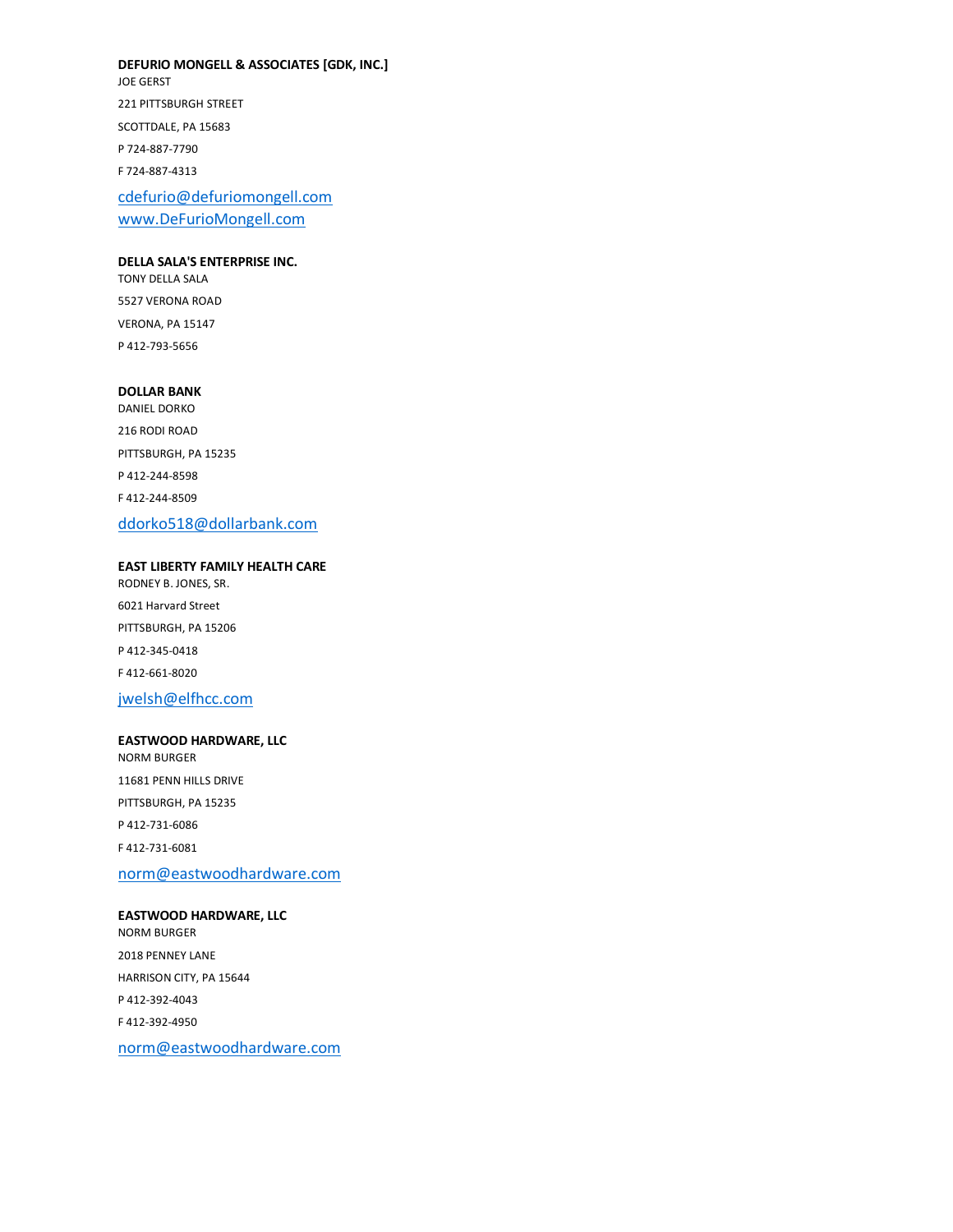**DEFURIO MONGELL & ASSOCIATES [GDK, INC.]**
JOE GERST
221 PITTSBURGH STREET
SCOTTDALE, PA 15683
P 724-887-7790
F 724-887-4313
cdefurio@defuriomongell.com
www.DeFurioMongell.com

**DELLA SALA'S ENTERPRISE INC.**
TONY DELLA SALA
5527 VERONA ROAD
VERONA, PA 15147
P 412-793-5656

**DOLLAR BANK**
DANIEL DORKO
216 RODI ROAD
PITTSBURGH, PA 15235
P 412-244-8598
F 412-244-8509
ddorko518@dollarbank.com

**EAST LIBERTY FAMILY HEALTH CARE**
RODNEY B. JONES, SR.
6021 Harvard Street
PITTSBURGH, PA 15206
P 412-345-0418
F 412-661-8020
jwelsh@elfhcc.com

**EASTWOOD HARDWARE, LLC**
NORM BURGER
11681 PENN HILLS DRIVE
PITTSBURGH, PA 15235
P 412-731-6086
F 412-731-6081
norm@eastwoodhardware.com

**EASTWOOD HARDWARE, LLC**
NORM BURGER
2018 PENNEY LANE
HARRISON CITY, PA 15644
P 412-392-4043
F 412-392-4950
norm@eastwoodhardware.com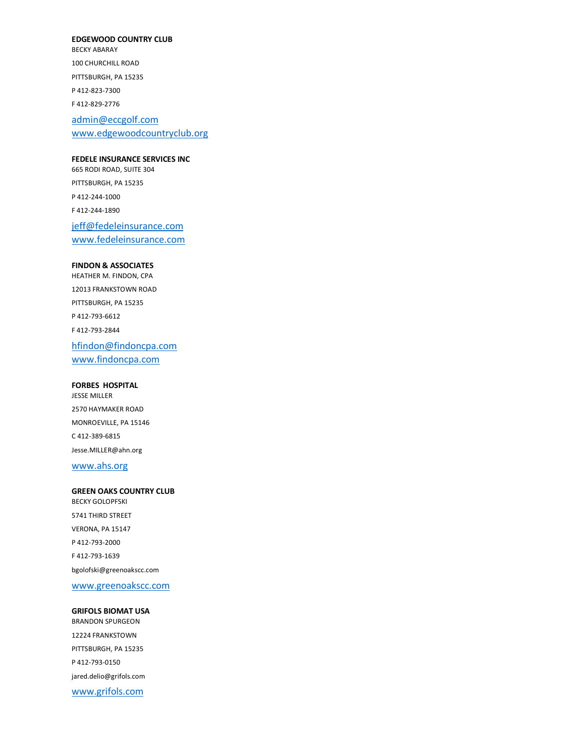**EDGEWOOD COUNTRY CLUB**
BECKY ABARAY
100 CHURCHILL ROAD
PITTSBURGH, PA 15235
P 412-823-7300
F 412-829-2776
admin@eccgolf.com
www.edgewoodcountryclub.org

**FEDELE INSURANCE SERVICES INC**
665 RODI ROAD, SUITE 304
PITTSBURGH, PA 15235
P 412-244-1000
F 412-244-1890
jeff@fedeleinsurance.com
www.fedeleinsurance.com

**FINDON & ASSOCIATES**
HEATHER M. FINDON, CPA
12013 FRANKSTOWN ROAD
PITTSBURGH, PA 15235
P 412-793-6612
F 412-793-2844
hfindon@findoncpa.com
www.findoncpa.com

**FORBES HOSPITAL**
JESSE MILLER
2570 HAYMAKER ROAD
MONROEVILLE, PA 15146
C 412-389-6815
Jesse.MILLER@ahn.org
www.ahs.org

**GREEN OAKS COUNTRY CLUB**
BECKY GOLOPFSKI
5741 THIRD STREET
VERONA, PA 15147
P 412-793-2000
F 412-793-1639
bgolofski@greenoakscc.com
www.greenoakscc.com

**GRIFOLS BIOMAT USA**
BRANDON SPURGEON
12224 FRANKSTOWN
PITTSBURGH, PA 15235
P 412-793-0150
jared.delio@grifols.com
www.grifols.com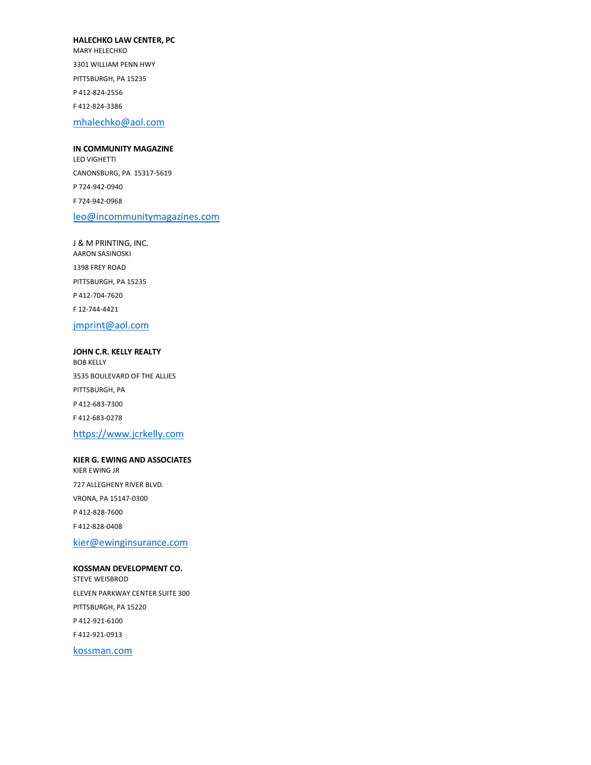**HALECHKO LAW CENTER, PC**
MARY HELECHKO

3301 WILLIAM PENN HWY

PITTSBURGH, PA 15235

P 412-824-2556

F 412-824-3386

mhalechko@aol.com

**IN COMMUNITY MAGAZINE**
LEO VIGHETTI

CANONSBURG, PA 15317-5619

P 724-942-0940

F 724-942-0968

leo@incommunitymagazines.com

J & M PRINTING, INC.
AARON SASINOSKI

1398 FREY ROAD

PITTSBURGH, PA 15235

P 412-704-7620

F 12-744-4421

jmprint@aol.com

**JOHN C.R. KELLY REALTY**
BOB KELLY

3535 BOULEVARD OF THE ALLIES

PITTSBURGH, PA

P 412-683-7300

F 412-683-0278

https://www.jcrkelly.com

**KIER G. EWING AND ASSOCIATES**
KIER EWING JR

727 ALLEGHENY RIVER BLVD.

VRONA, PA 15147-0300

P 412-828-7600

F 412-828-0408

kier@ewinginsurance.com

**KOSSMAN DEVELOPMENT CO.**
STEVE WEISBROD

ELEVEN PARKWAY CENTER SUITE 300

PITTSBURGH, PA 15220

P 412-921-6100

F 412-921-0913

kossman.com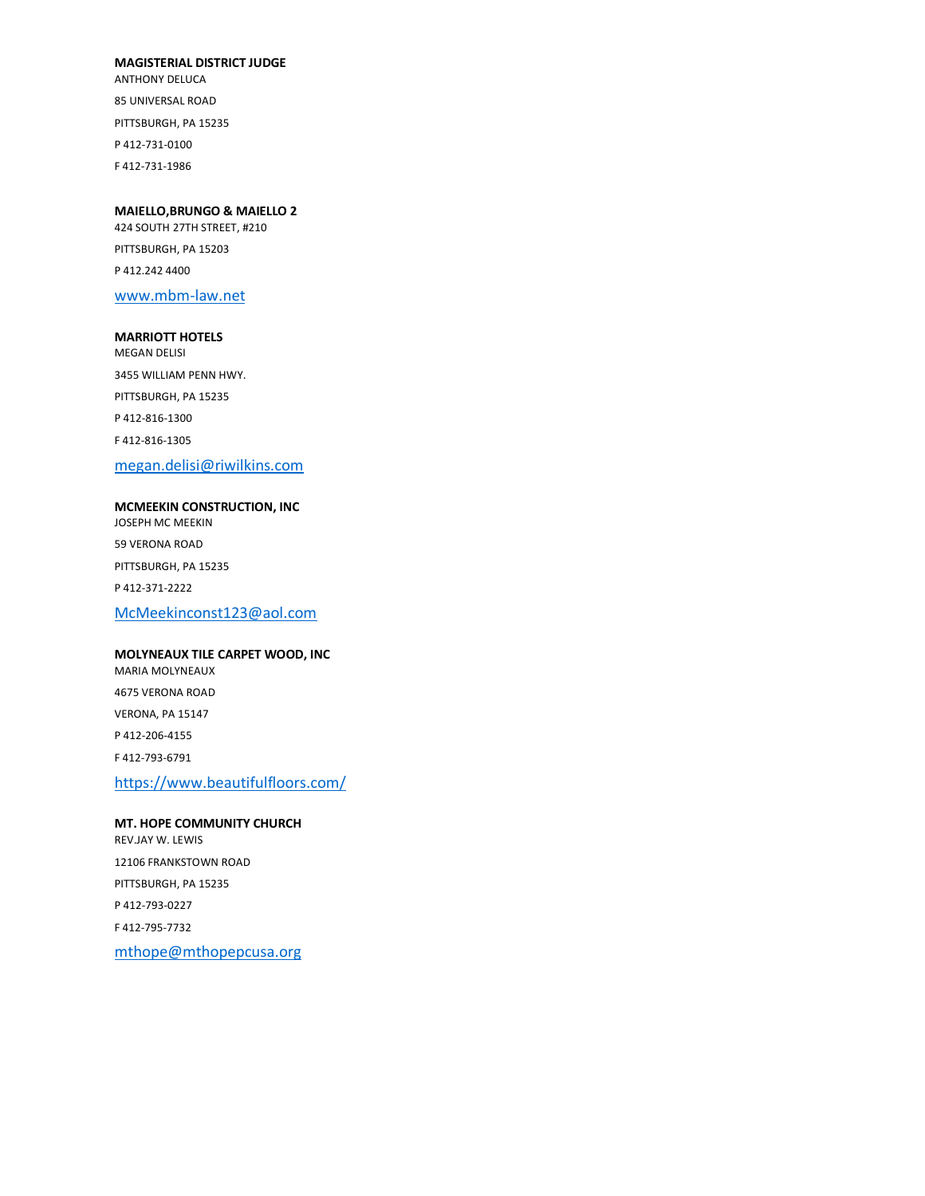**MAGISTERIAL DISTRICT JUDGE**

ANTHONY DELUCA

85 UNIVERSAL ROAD

PITTSBURGH, PA 15235

P 412-731-0100

F 412-731-1986

**MAIELLO,BRUNGO & MAIELLO 2**

424 SOUTH 27TH STREET, #210

PITTSBURGH, PA 15203

P 412.242 4400

www.mbm-law.net

**MARRIOTT HOTELS**

MEGAN DELISI

3455 WILLIAM PENN HWY.

PITTSBURGH, PA 15235

P 412-816-1300

F 412-816-1305

megan.delisi@riwilkins.com

**MCMEEKIN CONSTRUCTION, INC**

JOSEPH MC MEEKIN

59 VERONA ROAD

PITTSBURGH, PA 15235

P 412-371-2222

McMeekinconst123@aol.com

**MOLYNEAUX TILE CARPET WOOD, INC**

MARIA MOLYNEAUX

4675 VERONA ROAD

VERONA, PA 15147

P 412-206-4155

F 412-793-6791

https://www.beautifulfloors.com/

**MT. HOPE COMMUNITY CHURCH**

REV.JAY W. LEWIS

12106 FRANKSTOWN ROAD

PITTSBURGH, PA 15235

P 412-793-0227

F 412-795-7732

mthope@mthopepcusa.org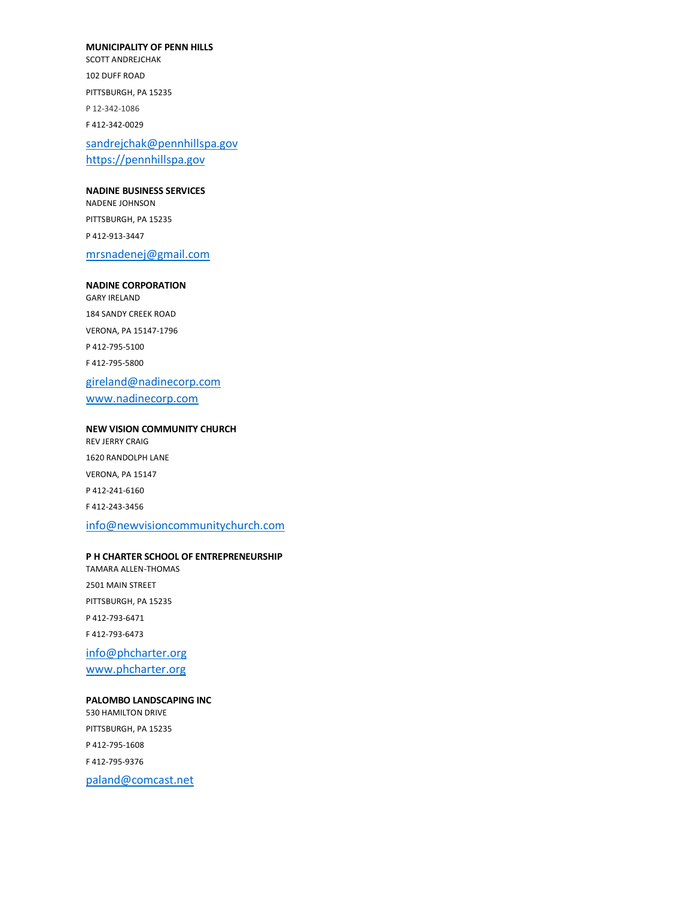**MUNICIPALITY OF PENN HILLS**
SCOTT ANDREJCHAK

102 DUFF ROAD

PITTSBURGH, PA 15235

P 12-342-1086

F 412-342-0029

sandrejchak@pennhillspa.gov
https://pennhillspa.gov

**NADINE BUSINESS SERVICES**
NADENE JOHNSON

PITTSBURGH, PA 15235

P 412-913-3447

mrsnadenej@gmail.com

**NADINE CORPORATION**
GARY IRELAND

184 SANDY CREEK ROAD

VERONA, PA 15147-1796

P 412-795-5100

F 412-795-5800

gireland@nadinecorp.com
www.nadinecorp.com

**NEW VISION COMMUNITY CHURCH**
REV JERRY CRAIG

1620 RANDOLPH LANE

VERONA, PA 15147

P 412-241-6160

F 412-243-3456

info@newvisioncommunitychurch.com

**P H CHARTER SCHOOL OF ENTREPRENEURSHIP**
TAMARA ALLEN-THOMAS

2501 MAIN STREET

PITTSBURGH, PA 15235

P 412-793-6471

F 412-793-6473

info@phcharter.org
www.phcharter.org

**PALOMBO LANDSCAPING INC**
530 HAMILTON DRIVE

PITTSBURGH, PA 15235

P 412-795-1608

F 412-795-9376

paland@comcast.net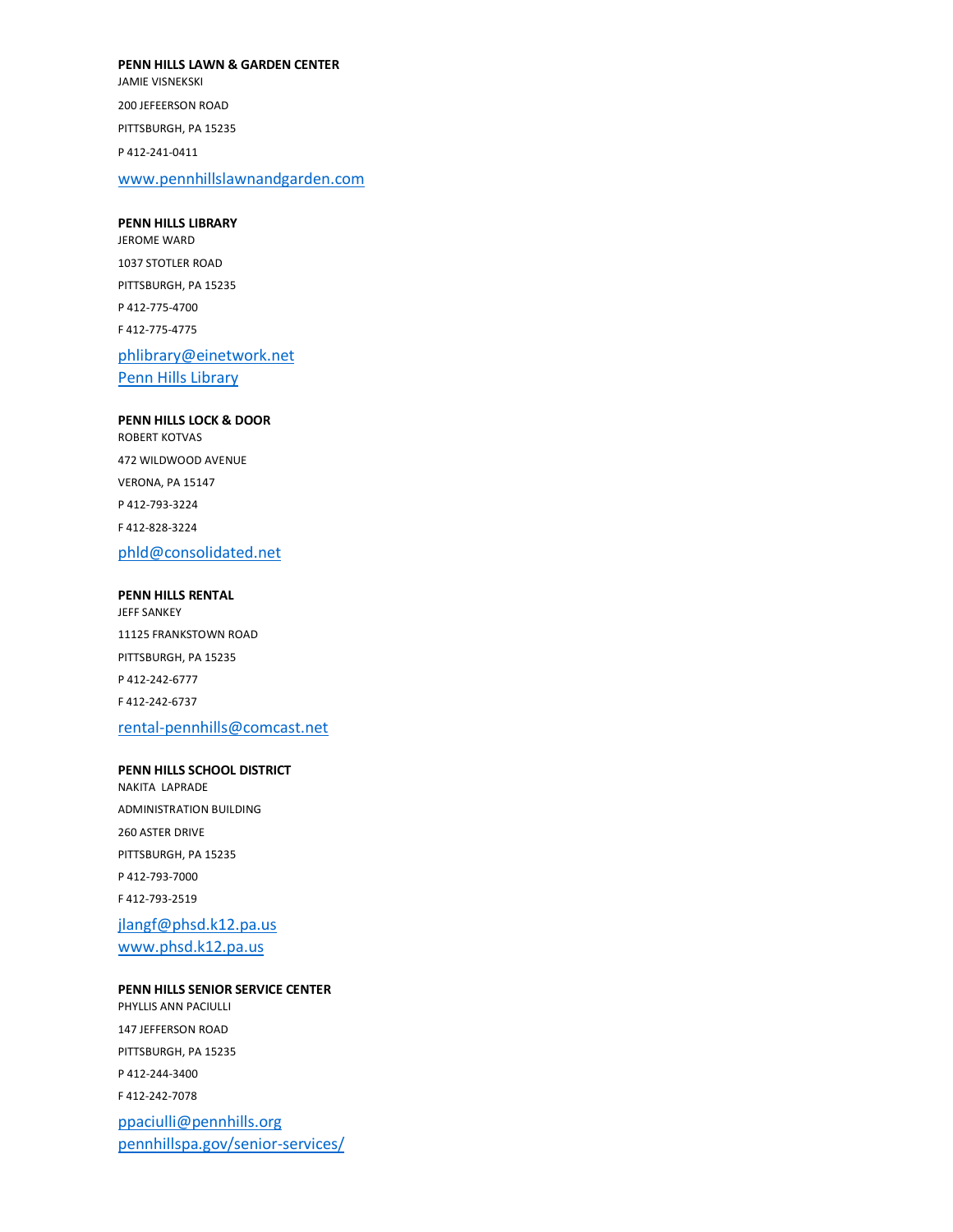**PENN HILLS LAWN & GARDEN CENTER**
JAMIE VISNEKSKI
200 JEFEERSON ROAD
PITTSBURGH, PA 15235
P 412-241-0411
www.pennhillslawnandgarden.com

**PENN HILLS LIBRARY**
JEROME WARD
1037 STOTLER ROAD
PITTSBURGH, PA 15235
P 412-775-4700
F 412-775-4775
phlibrary@einetwork.net
Penn Hills Library

**PENN HILLS LOCK & DOOR**
ROBERT KOTVAS
472 WILDWOOD AVENUE
VERONA, PA 15147
P 412-793-3224
F 412-828-3224
phld@consolidated.net

**PENN HILLS RENTAL**
JEFF SANKEY
11125 FRANKSTOWN ROAD
PITTSBURGH, PA 15235
P 412-242-6777
F 412-242-6737
rental-pennhills@comcast.net

**PENN HILLS SCHOOL DISTRICT**
NAKITA LAPRADE
ADMINISTRATION BUILDING
260 ASTER DRIVE
PITTSBURGH, PA 15235
P 412-793-7000
F 412-793-2519
jlangf@phsd.k12.pa.us
www.phsd.k12.pa.us

**PENN HILLS SENIOR SERVICE CENTER**
PHYLLIS ANN PACIULLI
147 JEFFERSON ROAD
PITTSBURGH, PA 15235
P 412-244-3400
F 412-242-7078
ppaciulli@pennhills.org
pennhillspa.gov/senior-services/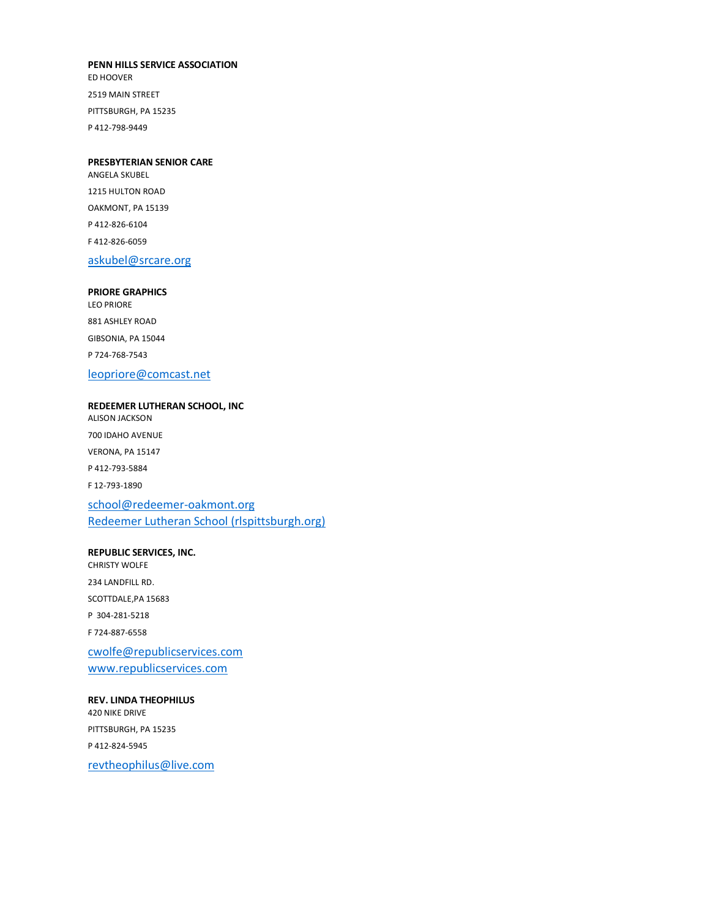**PENN HILLS SERVICE ASSOCIATION**
ED HOOVER
2519 MAIN STREET
PITTSBURGH, PA 15235
P 412-798-9449

**PRESBYTERIAN SENIOR CARE**
ANGELA SKUBEL
1215 HULTON ROAD
OAKMONT, PA 15139
P 412-826-6104
F 412-826-6059
askubel@srcare.org

**PRIORE GRAPHICS**
LEO PRIORE
881 ASHLEY ROAD
GIBSONIA, PA 15044
P 724-768-7543
leopriore@comcast.net

**REDEEMER LUTHERAN SCHOOL, INC**
ALISON JACKSON
700 IDAHO AVENUE
VERONA, PA 15147
P 412-793-5884
F 12-793-1890
school@redeemer-oakmont.org
Redeemer Lutheran School (rlspittsburgh.org)

**REPUBLIC SERVICES, INC.**
CHRISTY WOLFE
234 LANDFILL RD.
SCOTTDALE,PA 15683
P 304-281-5218
F 724-887-6558
cwolfe@republicservices.com
www.republicservices.com

**REV. LINDA THEOPHILUS**
420 NIKE DRIVE
PITTSBURGH, PA 15235
P 412-824-5945
revtheophilus@live.com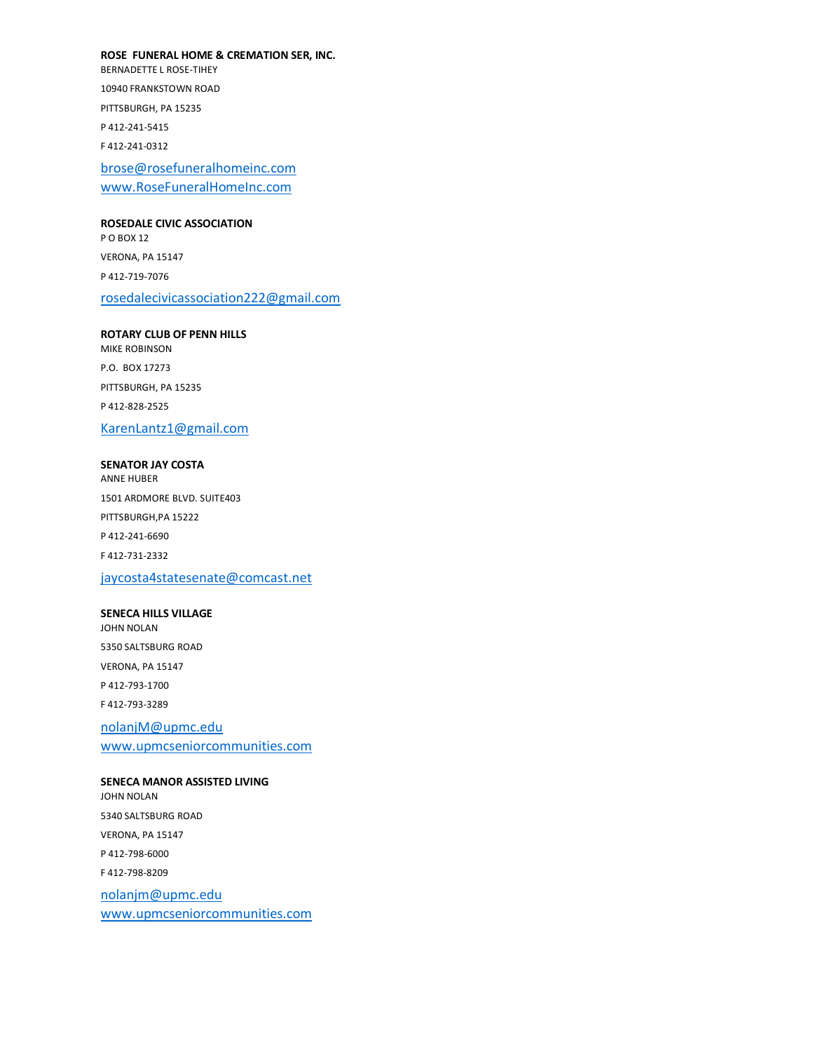**ROSE FUNERAL HOME & CREMATION SER, INC.**
BERNADETTE L ROSE-TIHEY

10940 FRANKSTOWN ROAD

PITTSBURGH, PA 15235

P 412-241-5415

F 412-241-0312

brose@rosefuneralhomeinc.com
www.RoseFuneralHomeInc.com

**ROSEDALE CIVIC ASSOCIATION**
P O BOX 12

VERONA, PA 15147

P 412-719-7076

rosedalecivicassociation222@gmail.com

**ROTARY CLUB OF PENN HILLS**
MIKE ROBINSON

P.O. BOX 17273

PITTSBURGH, PA 15235

P 412-828-2525

KarenLantz1@gmail.com

**SENATOR JAY COSTA**
ANNE HUBER

1501 ARDMORE BLVD. SUITE403

PITTSBURGH,PA 15222

P 412-241-6690

F 412-731-2332

jaycosta4statesenate@comcast.net

**SENECA HILLS VILLAGE**
JOHN NOLAN

5350 SALTSBURG ROAD

VERONA, PA 15147

P 412-793-1700

F 412-793-3289

nolanjM@upmc.edu
www.upmcseniorcommunities.com

**SENECA MANOR ASSISTED LIVING**
JOHN NOLAN

5340 SALTSBURG ROAD

VERONA, PA 15147

P 412-798-6000

F 412-798-8209

nolanjm@upmc.edu
www.upmcseniorcommunities.com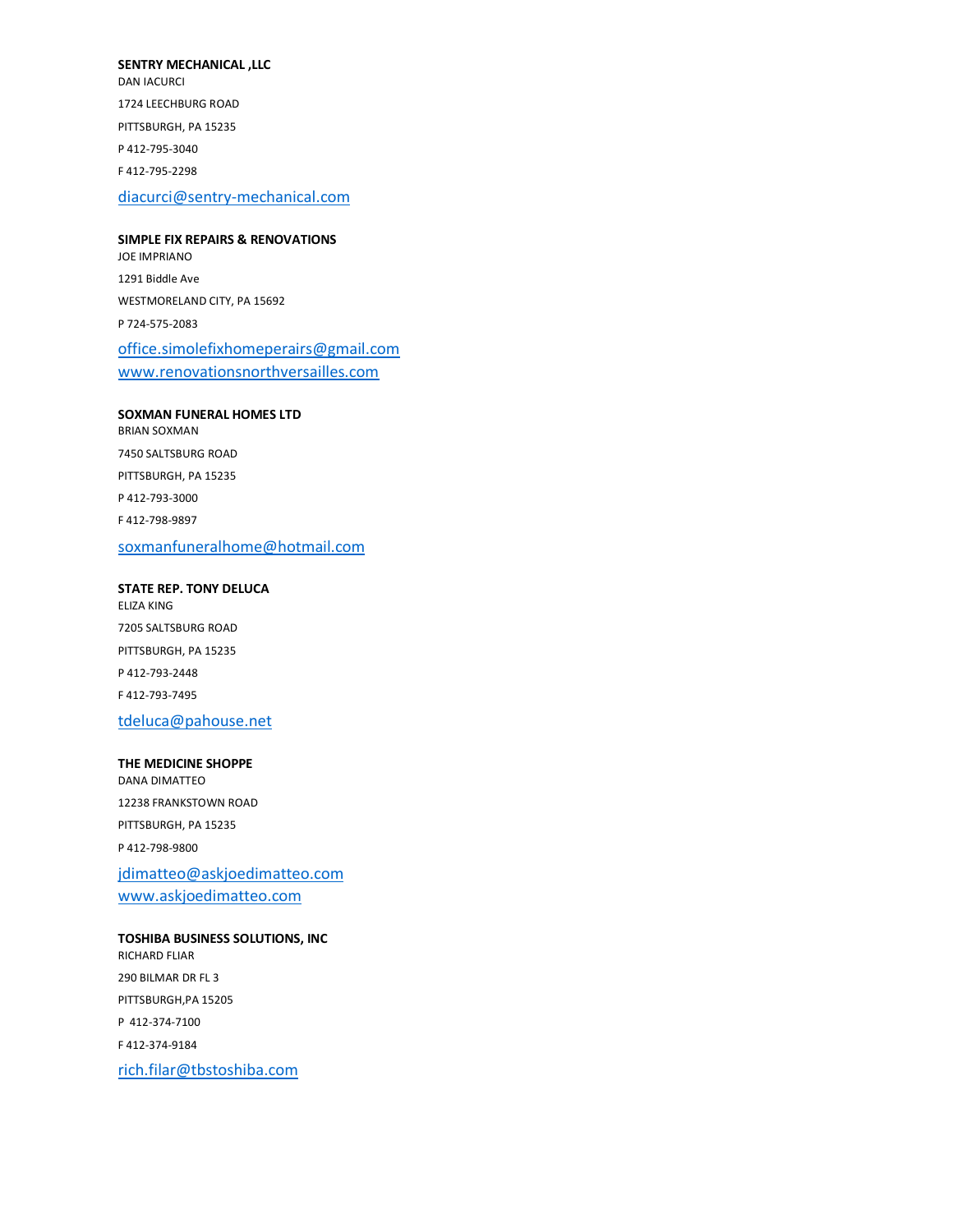**SENTRY MECHANICAL ,LLC**
DAN IACURCI
1724 LEECHBURG ROAD
PITTSBURGH, PA 15235
P 412-795-3040
F 412-795-2298
diacurci@sentry-mechanical.com

**SIMPLE FIX REPAIRS & RENOVATIONS**
JOE IMPRIANO
1291 Biddle Ave
WESTMORELAND CITY, PA 15692
P 724-575-2083
office.simolefixhomeperairs@gmail.com
www.renovationsnorthversailles.com

**SOXMAN FUNERAL HOMES LTD**
BRIAN SOXMAN
7450 SALTSBURG ROAD
PITTSBURGH, PA 15235
P 412-793-3000
F 412-798-9897
soxmanfuneralhome@hotmail.com

**STATE REP. TONY DELUCA**
ELIZA KING
7205 SALTSBURG ROAD
PITTSBURGH, PA 15235
P 412-793-2448
F 412-793-7495
tdeluca@pahouse.net

**THE MEDICINE SHOPPE**
DANA DIMATTEO
12238 FRANKSTOWN ROAD
PITTSBURGH, PA 15235
P 412-798-9800
jdimatteo@askjoedimatteo.com
www.askjoedimatteo.com

**TOSHIBA BUSINESS SOLUTIONS, INC**
RICHARD FLIAR
290 BILMAR DR FL 3
PITTSBURGH,PA 15205
P 412-374-7100
F 412-374-9184
rich.filar@tbstoshiba.com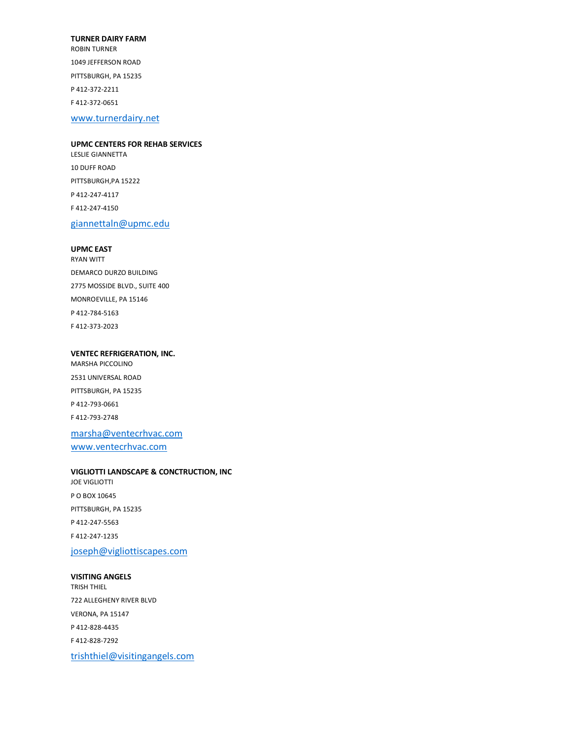**TURNER DAIRY FARM**
ROBIN TURNER
1049 JEFFERSON ROAD
PITTSBURGH, PA 15235
P 412-372-2211
F 412-372-0651
www.turnerdairy.net

**UPMC CENTERS FOR REHAB SERVICES**
LESLIE GIANNETTA
10 DUFF ROAD
PITTSBURGH,PA 15222
P 412-247-4117
F 412-247-4150
giannettaln@upmc.edu

**UPMC EAST**
RYAN WITT
DEMARCO DURZO BUILDING
2775 MOSSIDE BLVD., SUITE 400
MONROEVILLE, PA 15146
P 412-784-5163
F 412-373-2023

**VENTEC REFRIGERATION, INC.**
MARSHA PICCOLINO
2531 UNIVERSAL ROAD
PITTSBURGH, PA 15235
P 412-793-0661
F 412-793-2748
marsha@ventecrhvac.com
www.ventecrhvac.com

**VIGLIOTTI LANDSCAPE & CONCRUCTION, INC**
JOE VIGLIOTTI
P O BOX 10645
PITTSBURGH, PA 15235
P 412-247-5563
F 412-247-1235
joseph@vigliottiscapes.com

**VISITING ANGELS**
TRISH THIEL
722 ALLEGHENY RIVER BLVD
VERONA, PA 15147
P 412-828-4435
F 412-828-7292
trishthiel@visitingangels.com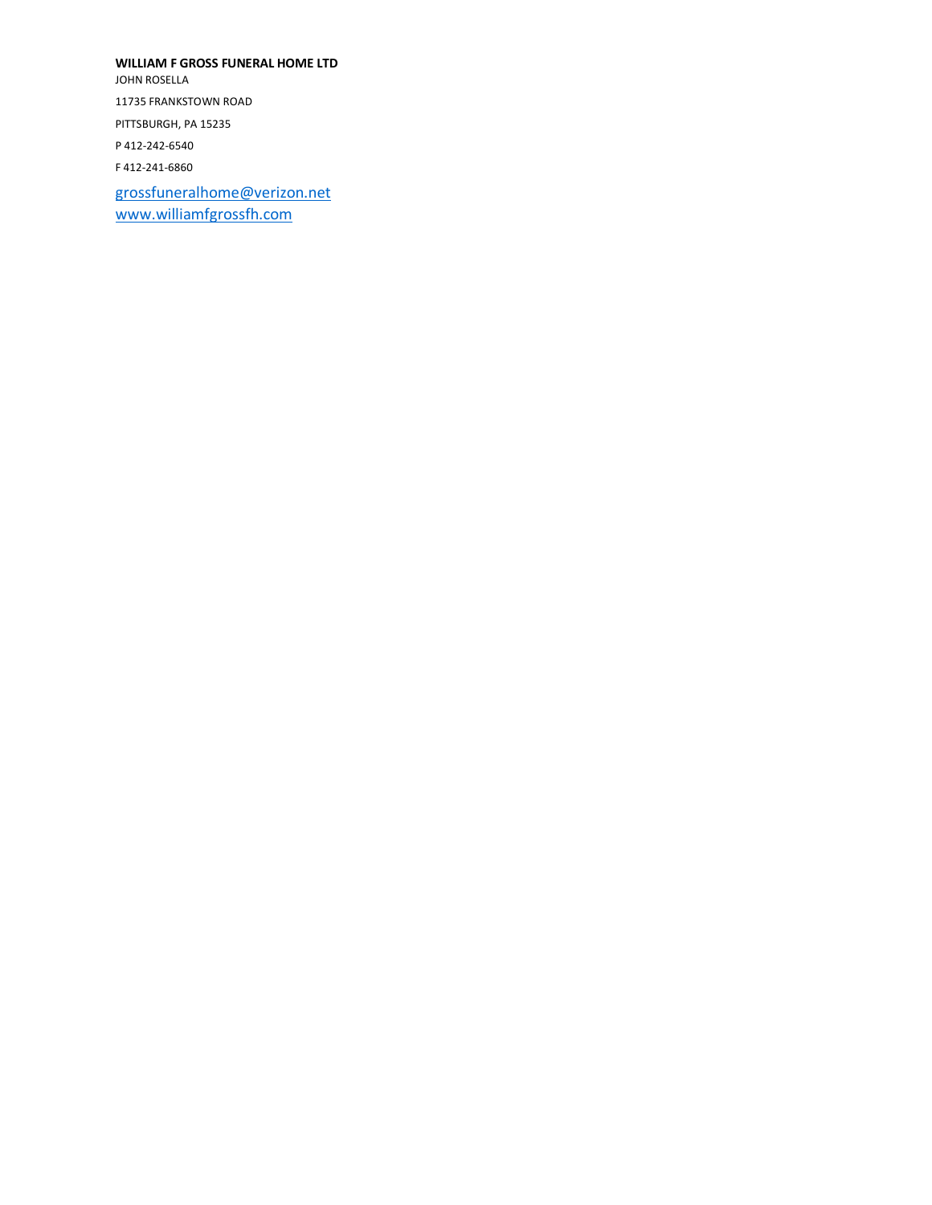**WILLIAM F GROSS FUNERAL HOME LTD**

JOHN ROSELLA

11735 FRANKSTOWN ROAD

PITTSBURGH, PA 15235

P 412-242-6540

F 412-241-6860

grossfuneralhome@verizon.net

www.williamfgrossfh.com